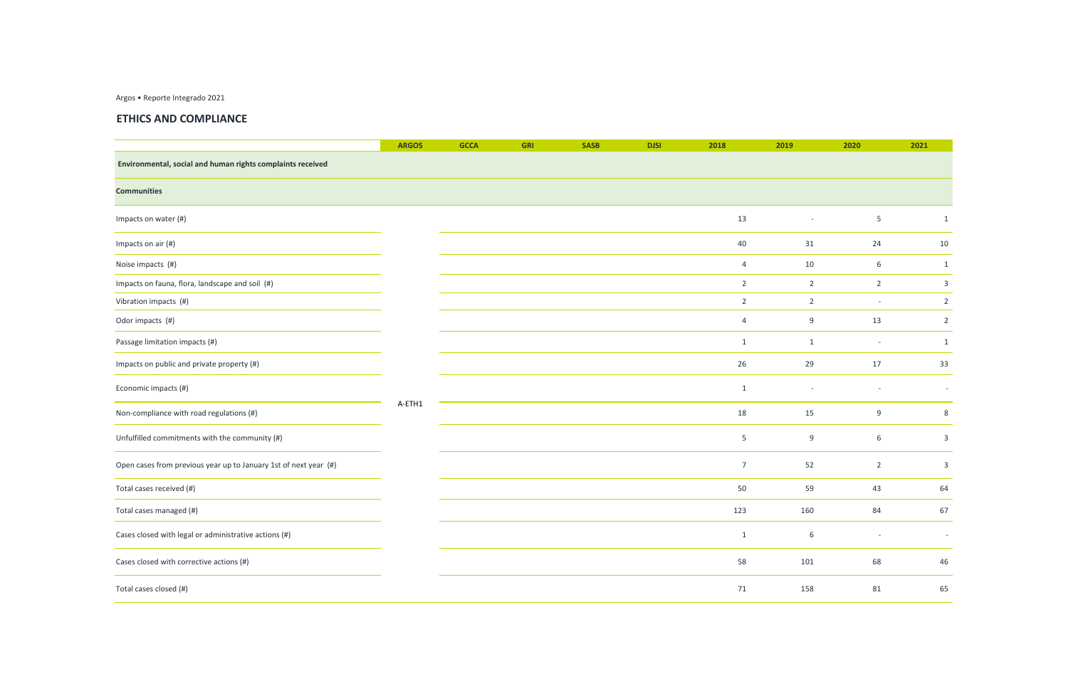Argos • Reporte Integrado 2021

## ETHICS AND COMPLIANCE

| | ARGOS | GCCA | GRI | SASB | DJSI | 2018 | 2019 | 2020 | 2021 |
|---|---|---|---|---|---|---|---|---|---|
| **Environmental, social and human rights complaints received** | | | | | | | | | |
| **Communities** | | | | | | | | | |
| Impacts on water (#) | A-ETH1 | | | | | 13 | - | 5 | 1 |
| Impacts on air (#) | | | | | | 40 | 31 | 24 | 10 |
| Noise impacts (#) | | | | | | 4 | 10 | 6 | 1 |
| Impacts on fauna, flora, landscape and soil (#) | | | | | | 2 | 2 | 2 | 3 |
| Vibration impacts (#) | | | | | | 2 | 2 | - | 2 |
| Odor impacts (#) | | | | | | 4 | 9 | 13 | 2 |
| Passage limitation impacts (#) | | | | | | 1 | 1 | - | 1 |
| Impacts on public and private property (#) | | | | | | 26 | 29 | 17 | 33 |
| Economic impacts (#) | | | | | | 1 | - | - | - |
| Non-compliance with road regulations (#) | | | | | | 18 | 15 | 9 | 8 |
| Unfulfilled commitments with the community (#) | | | | | | 5 | 9 | 6 | 3 |
| Open cases from previous year up to January 1st of next year (#) | | | | | | 7 | 52 | 2 | 3 |
| Total cases received (#) | | | | | | 50 | 59 | 43 | 64 |
| Total cases managed (#) | | | | | | 123 | 160 | 84 | 67 |
| Cases closed with legal or administrative actions (#) | | | | | | 1 | 6 | - | - |
| Cases closed with corrective actions (#) | | | | | | 58 | 101 | 68 | 46 |
| Total cases closed (#) | | | | | | 71 | 158 | 81 | 65 |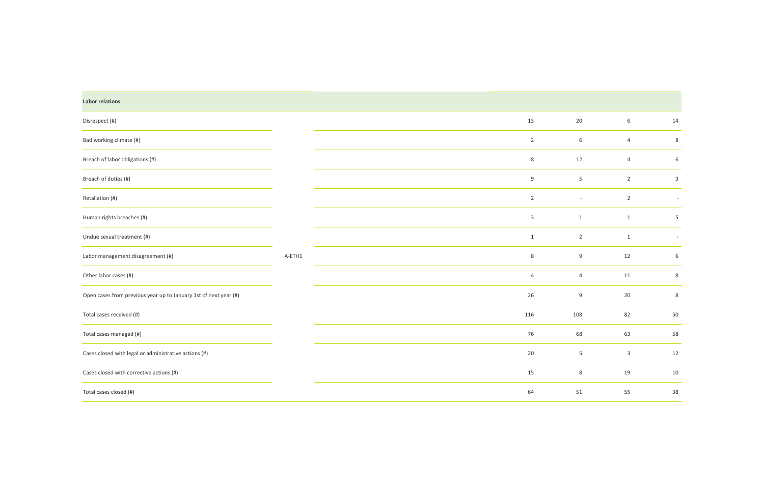| Labor relations | | | | | | |
|---|---|---|---|---|---|---|
| Disrespect (#) | | | 13 | 20 | 6 | 14 |
| Bad working climate (#) | | | 2 | 6 | 4 | 8 |
| Breach of labor obligations (#) | | | 8 | 12 | 4 | 6 |
| Breach of duties (#) | | | 9 | 5 | 2 | 3 |
| Retaliation (#) | | | 2 | - | 2 | - |
| Human rights breaches (#) | | | 3 | 1 | 1 | 5 |
| Undue sexual treatment (#) | | | 1 | 2 | 1 | - |
| Labor management disagreement (#) | A-ETH1 | | 8 | 9 | 12 | 6 |
| Other labor cases (#) | | | 4 | 4 | 11 | 8 |
| Open cases from previous year up to January 1st of next year (#) | | | 26 | 9 | 20 | 8 |
| Total cases received (#) | | | 116 | 108 | 82 | 50 |
| Total cases managed (#) | | | 76 | 68 | 63 | 58 |
| Cases closed with legal or administrative actions (#) | | | 20 | 5 | 3 | 12 |
| Cases closed with corrective actions (#) | | | 15 | 8 | 19 | 10 |
| Total cases closed (#) | | | 64 | 51 | 55 | 38 |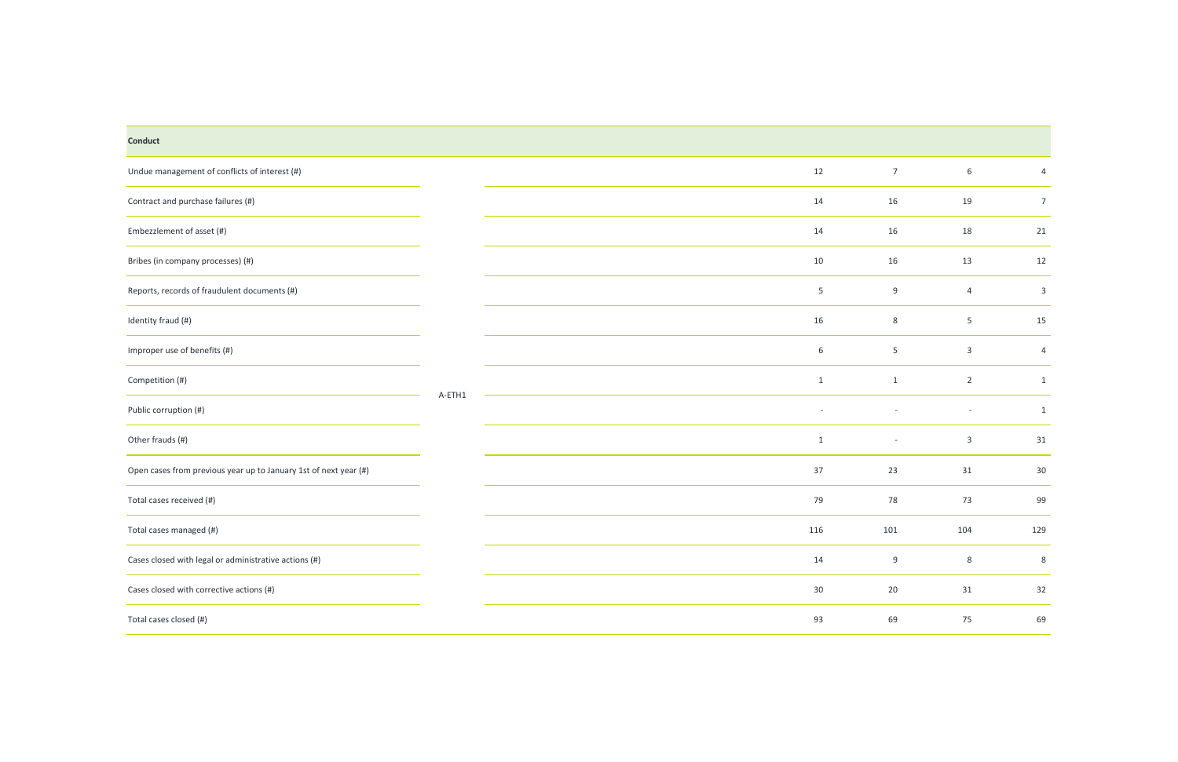| Conduct | | | | | | |
|---|---|---|---|---|---|---|
| Undue management of conflicts of interest (#) | A-ETH1 | | 12 | 7 | 6 | 4 |
| Contract and purchase failures (#) | | | 14 | 16 | 19 | 7 |
| Embezzlement of asset (#) | | | 14 | 16 | 18 | 21 |
| Bribes (in company processes) (#) | | | 10 | 16 | 13 | 12 |
| Reports, records of fraudulent documents (#) | | | 5 | 9 | 4 | 3 |
| Identity fraud (#) | | | 16 | 8 | 5 | 15 |
| Improper use of benefits (#) | | | 6 | 5 | 3 | 4 |
| Competition (#) | | | 1 | 1 | 2 | 1 |
| Public corruption (#) | | | - | - | - | 1 |
| Other frauds (#) | | | 1 | - | 3 | 31 |
| Open cases from previous year up to January 1st of next year (#) | | | 37 | 23 | 31 | 30 |
| Total cases received (#) | | | 79 | 78 | 73 | 99 |
| Total cases managed (#) | | | 116 | 101 | 104 | 129 |
| Cases closed with legal or administrative actions (#) | | | 14 | 9 | 8 | 8 |
| Cases closed with corrective actions (#) | | | 30 | 20 | 31 | 32 |
| Total cases closed (#) | | | 93 | 69 | 75 | 69 |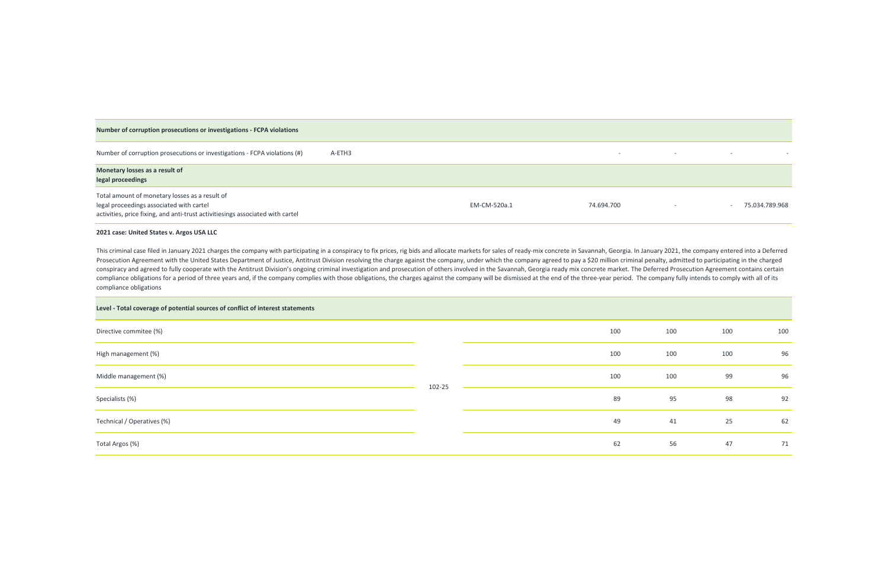| Number of corruption prosecutions or investigations - FCPA violations | | | | | | |
|---|---|---|---|---|---|---|
| Number of corruption prosecutions or investigations - FCPA violations (#) | A-ETH3 | | - | - | - | - |
| **Monetary losses as a result of legal proceedings** | | | | | | |
| Total amount of monetary losses as a result of legal proceedings associated with cartel activities, price fixing, and anti-trust activitiesings associated with cartel | | EM-CM-520a.1 | 74.694.700 | - | - | 75.034.789.968 |

**2021 case: United States v. Argos USA LLC**

This criminal case filed in January 2021 charges the company with participating in a conspiracy to fix prices, rig bids and allocate markets for sales of ready-mix concrete in Savannah, Georgia. In January 2021, the company entered into a Deferred Prosecution Agreement with the United States Department of Justice, Antitrust Division resolving the charge against the company, under which the company agreed to pay a $20 million criminal penalty, admitted to participating in the charged conspiracy and agreed to fully cooperate with the Antitrust Division's ongoing criminal investigation and prosecution of others involved in the Savannah, Georgia ready mix concrete market. The Deferred Prosecution Agreement contains certain compliance obligations for a period of three years and, if the company complies with those obligations, the charges against the company will be dismissed at the end of the three-year period. The company fully intends to comply with all of its compliance obligations

| Level - Total coverage of potential sources of conflict of interest statements | | | | | | |
|---|---|---|---|---|---|---|
| Directive commitee (%) | 102-25 | | 100 | 100 | 100 | 100 |
| High management (%) | | | 100 | 100 | 100 | 96 |
| Middle management (%) | | | 100 | 100 | 99 | 96 |
| Specialists (%) | | | 89 | 95 | 98 | 92 |
| Technical / Operatives (%) | | | 49 | 41 | 25 | 62 |
| Total Argos (%) | | | 62 | 56 | 47 | 71 |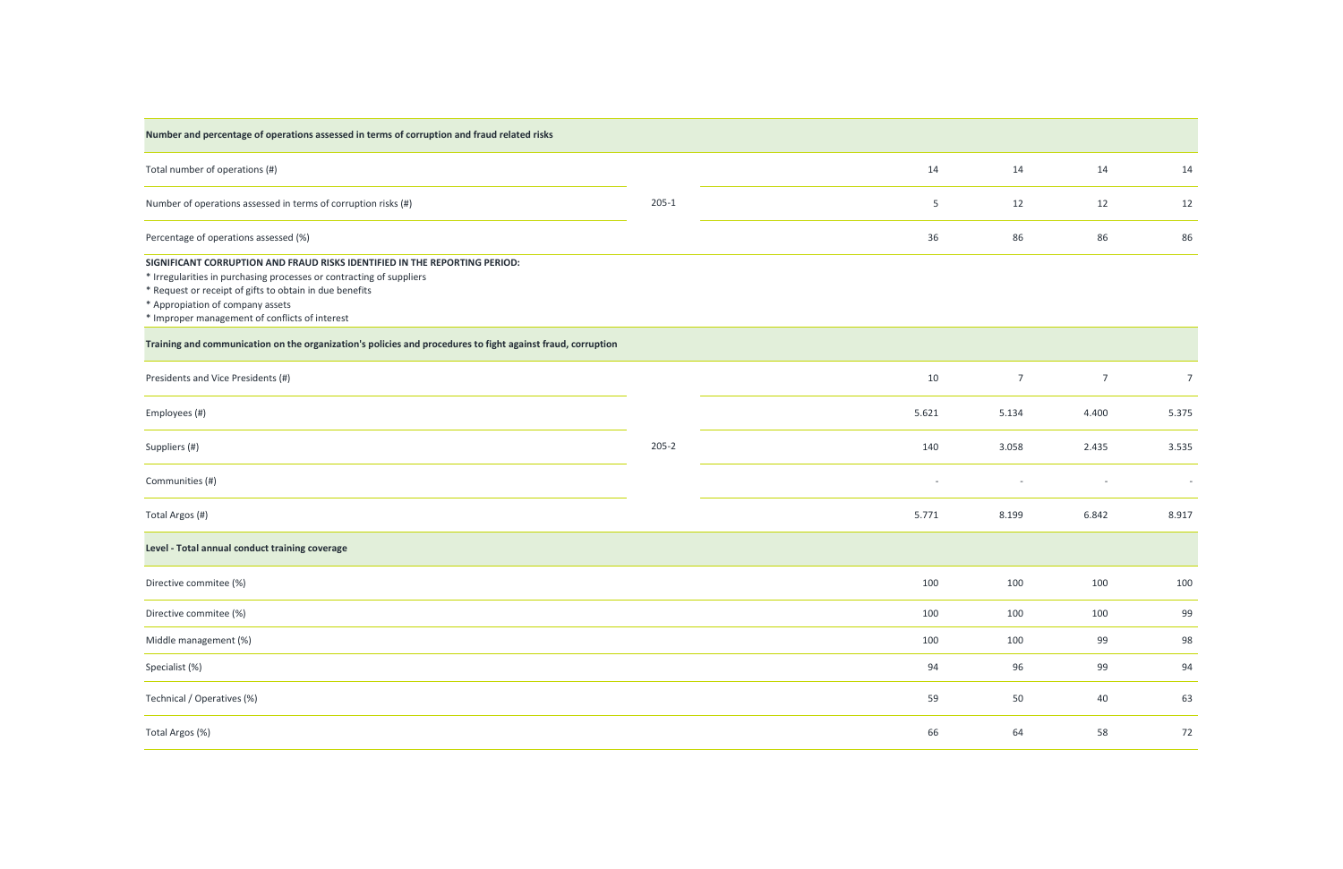| Number and percentage of operations assessed in terms of corruption and fraud related risks | | | | | | |
|---|---|---|---|---|---|---|
| Total number of operations (#) | 205-1 | | 14 | 14 | 14 | 14 |
| Number of operations assessed in terms of corruption risks (#) | | | 5 | 12 | 12 | 12 |
| Percentage of operations assessed (%) | | | 36 | 86 | 86 | 86 |

**SIGNIFICANT CORRUPTION AND FRAUD RISKS IDENTIFIED IN THE REPORTING PERIOD:**
* Irregularities in purchasing processes or contracting of suppliers
* Request or receipt of gifts to obtain in due benefits
* Appropiation of company assets
* Improper management of conflicts of interest

| Training and communication on the organization's policies and procedures to fight against fraud, corruption | | | | | | |
|---|---|---|---|---|---|---|
| Presidents and Vice Presidents (#) | 205-2 | | 10 | 7 | 7 | 7 |
| Employees (#) | | | 5.621 | 5.134 | 4.400 | 5.375 |
| Suppliers (#) | | | 140 | 3.058 | 2.435 | 3.535 |
| Communities (#) | | | - | - | - | - |
| Total Argos (#) | | | 5.771 | 8.199 | 6.842 | 8.917 |

| Level - Total annual conduct training coverage | | | | |
|---|---|---|---|---|
| Directive commitee (%) | 100 | 100 | 100 | 100 |
| Directive commitee (%) | 100 | 100 | 100 | 99 |
| Middle management (%) | 100 | 100 | 99 | 98 |
| Specialist (%) | 94 | 96 | 99 | 94 |
| Technical / Operatives (%) | 59 | 50 | 40 | 63 |
| Total Argos (%) | 66 | 64 | 58 | 72 |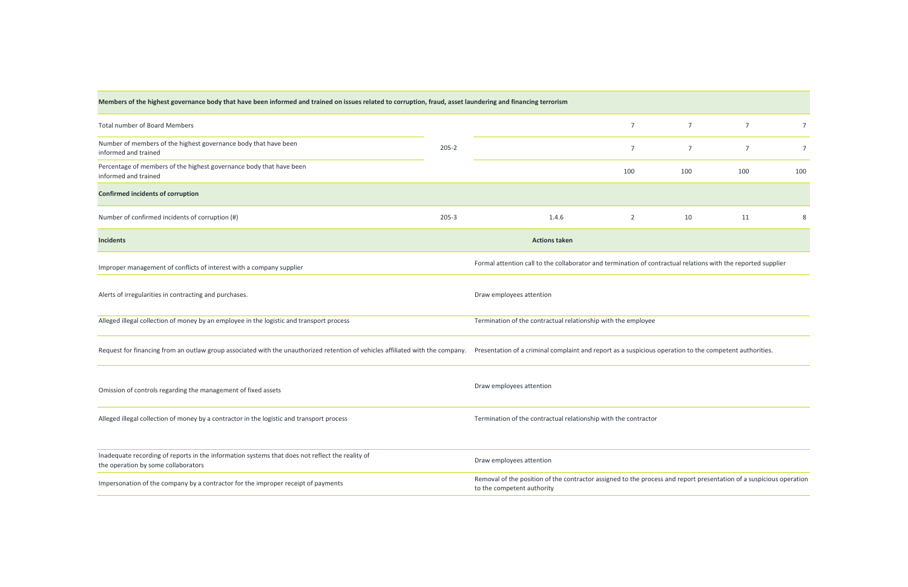| Members of the highest governance body that have been informed and trained on issues related to corruption, fraud, asset laundering and financing terrorism | | | | | | |
| --- | --- | --- | --- | --- | --- | --- |
| Total number of Board Members | 205-2 | | 7 | 7 | 7 | 7 |
| Number of members of the highest governance body that have been informed and trained | | | 7 | 7 | 7 | 7 |
| Percentage of members of the highest governance body that have been informed and trained | | | 100 | 100 | 100 | 100 |
| **Confirmed incidents of corruption** | | | | | | |
| Number of confirmed incidents of corruption (#) | 205-3 | 1.4.6 | 2 | 10 | 11 | 8 |

| Incidents | Actions taken |
| --- | --- |
| Improper management of conflicts of interest with a company supplier | Formal attention call to the collaborator and termination of contractual relations with the reported supplier |
| Alerts of irregularities in contracting and purchases. | Draw employees attention |
| Alleged illegal collection of money by an employee in the logistic and transport process | Termination of the contractual relationship with the employee |
| Request for financing from an outlaw group associated with the unauthorized retention of vehicles affiliated with the company. | Presentation of a criminal complaint and report as a suspicious operation to the competent authorities. |
| Omission of controls regarding the management of fixed assets | Draw employees attention |
| Alleged illegal collection of money by a contractor in the logistic and transport process | Termination of the contractual relationship with the contractor |
| Inadequate recording of reports in the information systems that does not reflect the reality of the operation by some collaborators | Draw employees attention |
| Impersonation of the company by a contractor for the improper receipt of payments | Removal of the position of the contractor assigned to the process and report presentation of a suspicious operation to the competent authority |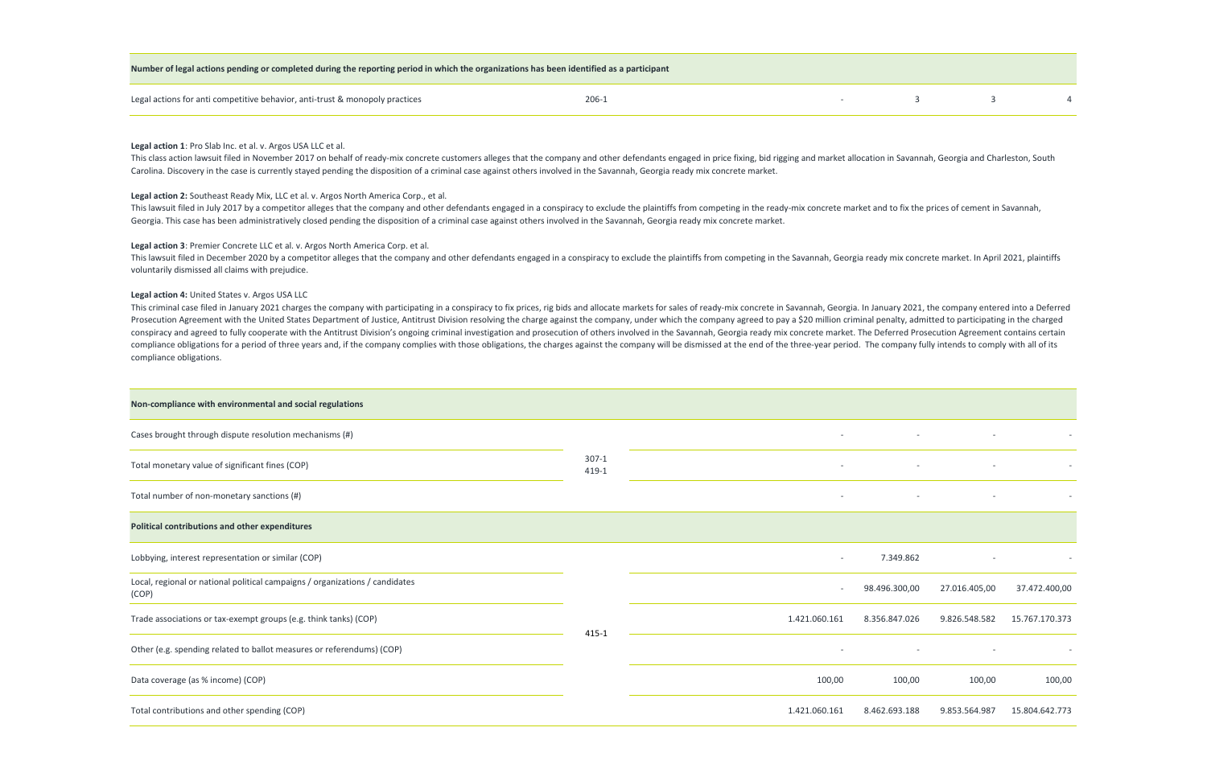| Number of legal actions pending or completed during the reporting period in which the organizations has been identified as a participant | | | | | |
|---|---|---|---|---|---|
| Legal actions for anti competitive behavior, anti-trust & monopoly practices | 206-1 | - | 3 | 3 | 4 |

**Legal action 1**: Pro Slab Inc. et al. v. Argos USA LLC et al.
This class action lawsuit filed in November 2017 on behalf of ready-mix concrete customers alleges that the company and other defendants engaged in price fixing, bid rigging and market allocation in Savannah, Georgia and Charleston, South Carolina. Discovery in the case is currently stayed pending the disposition of a criminal case against others involved in the Savannah, Georgia ready mix concrete market.

**Legal action 2:** Southeast Ready Mix, LLC et al. v. Argos North America Corp., et al.
This lawsuit filed in July 2017 by a competitor alleges that the company and other defendants engaged in a conspiracy to exclude the plaintiffs from competing in the ready-mix concrete market and to fix the prices of cement in Savannah, Georgia. This case has been administratively closed pending the disposition of a criminal case against others involved in the Savannah, Georgia ready mix concrete market.

**Legal action 3**: Premier Concrete LLC et al. v. Argos North America Corp. et al.
This lawsuit filed in December 2020 by a competitor alleges that the company and other defendants engaged in a conspiracy to exclude the plaintiffs from competing in the Savannah, Georgia ready mix concrete market. In April 2021, plaintiffs voluntarily dismissed all claims with prejudice.

**Legal action 4:** United States v. Argos USA LLC
This criminal case filed in January 2021 charges the company with participating in a conspiracy to fix prices, rig bids and allocate markets for sales of ready-mix concrete in Savannah, Georgia. In January 2021, the company entered into a Deferred Prosecution Agreement with the United States Department of Justice, Antitrust Division resolving the charge against the company, under which the company agreed to pay a $20 million criminal penalty, admitted to participating in the charged conspiracy and agreed to fully cooperate with the Antitrust Division's ongoing criminal investigation and prosecution of others involved in the Savannah, Georgia ready mix concrete market. The Deferred Prosecution Agreement contains certain compliance obligations for a period of three years and, if the company complies with those obligations, the charges against the company will be dismissed at the end of the three-year period. The company fully intends to comply with all of its compliance obligations.

| Non-compliance with environmental and social regulations | | | | | |
|---|---|---|---|---|---|
| Cases brought through dispute resolution mechanisms (#) | 307-1 419-1 | - | - | - | - |
| Total monetary value of significant fines (COP) | | - | - | - | - |
| Total number of non-monetary sanctions (#) | | - | - | - | - |
| **Political contributions and other expenditures** | | | | | |
| Lobbying, interest representation or similar (COP) | 415-1 | - | 7.349.862 | - | - |
| Local, regional or national political campaigns / organizations / candidates (COP) | | - | 98.496.300,00 | 27.016.405,00 | 37.472.400,00 |
| Trade associations or tax-exempt groups (e.g. think tanks) (COP) | | 1.421.060.161 | 8.356.847.026 | 9.826.548.582 | 15.767.170.373 |
| Other (e.g. spending related to ballot measures or referendums) (COP) | | - | - | - | - |
| Data coverage (as % income) (COP) | | 100,00 | 100,00 | 100,00 | 100,00 |
| Total contributions and other spending (COP) | | 1.421.060.161 | 8.462.693.188 | 9.853.564.987 | 15.804.642.773 |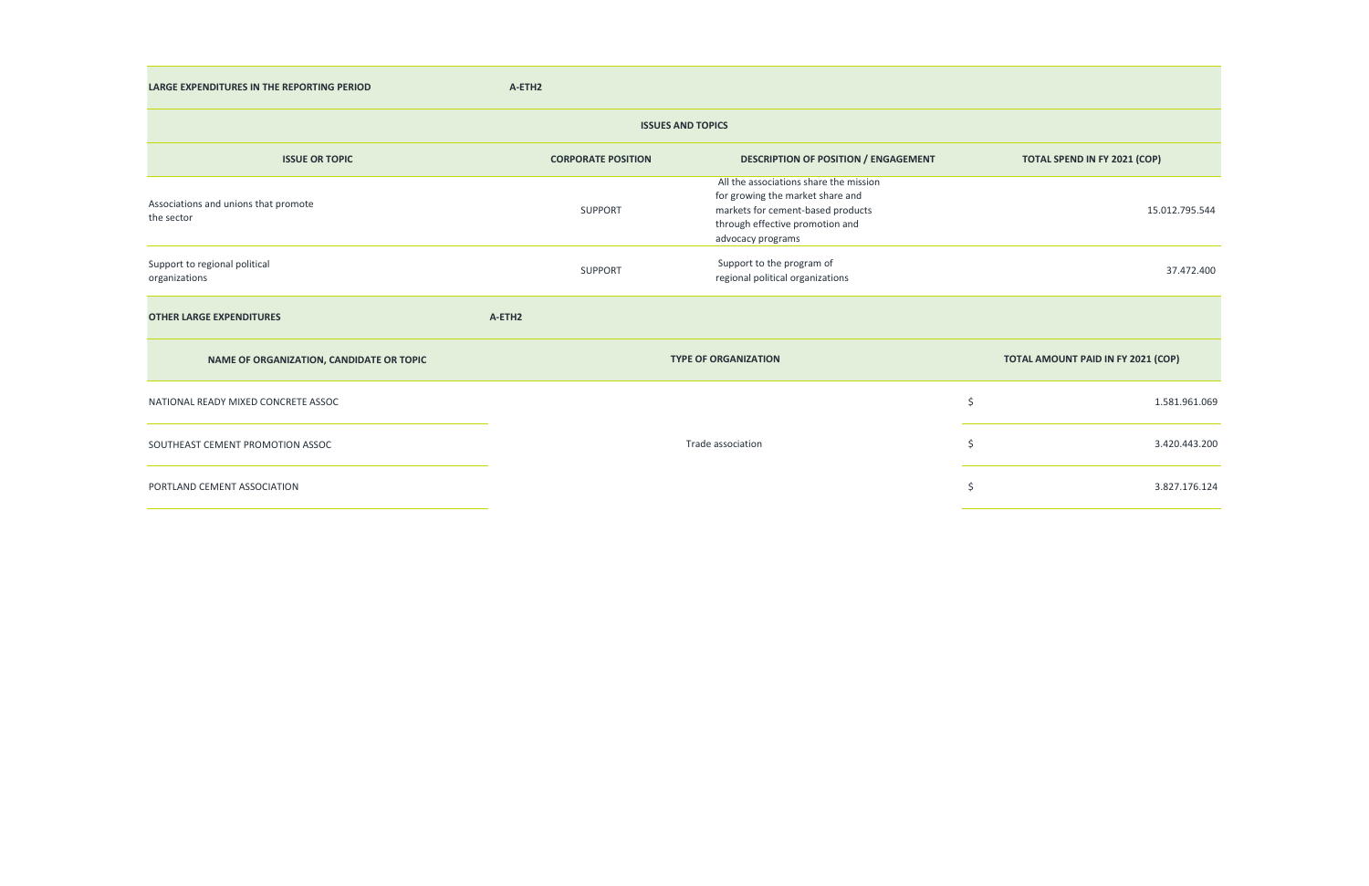| LARGE EXPENDITURES IN THE REPORTING PERIOD | A-ETH2 | | |
|---|---|---|---|
| | **ISSUES AND TOPICS** | | |
| **ISSUE OR TOPIC** | **CORPORATE POSITION** | **DESCRIPTION OF POSITION / ENGAGEMENT** | **TOTAL SPEND IN FY 2021 (COP)** |
| Associations and unions that promote the sector | SUPPORT | All the associations share the mission for growing the market share and markets for cement-based products through effective promotion and advocacy programs | 15.012.795.544 |
| Support to regional political organizations | SUPPORT | Support to the program of regional political organizations | 37.472.400 |

| OTHER LARGE EXPENDITURES | A-ETH2 | |
|---|---|---|
| **NAME OF ORGANIZATION, CANDIDATE OR TOPIC** | **TYPE OF ORGANIZATION** | **TOTAL AMOUNT PAID IN FY 2021 (COP)** |
| NATIONAL READY MIXED CONCRETE ASSOC | Trade association | $ 1.581.961.069 |
| SOUTHEAST CEMENT PROMOTION ASSOC | Trade association | $ 3.420.443.200 |
| PORTLAND CEMENT ASSOCIATION | Trade association | $ 3.827.176.124 |